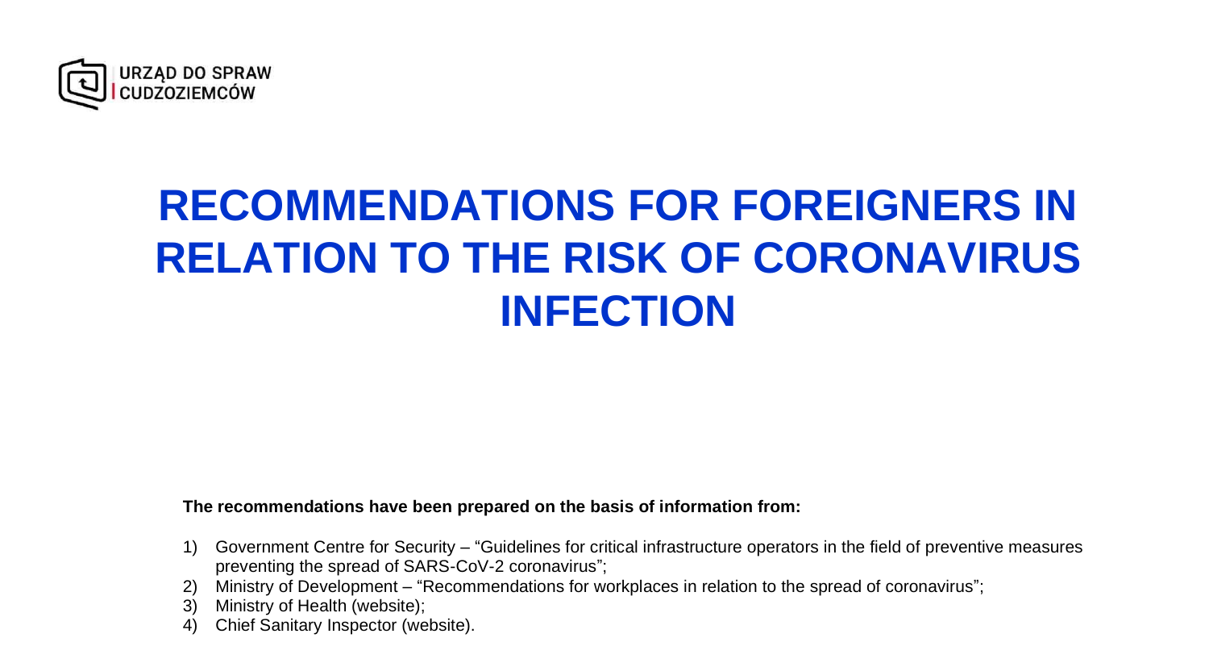URZĄD DO SPRAW CUDZOZIEMCÓW

# RECOMMENDATIONS FOR FOREIGNERS IN RELATION TO THE RISK OF CORONAVIRUS INFECTION

**The recommendations have been prepared on the basis of information from:**

1) Government Centre for Security – "Guidelines for critical infrastructure operators in the field of preventive measures preventing the spread of SARS-CoV-2 coronavirus";
2) Ministry of Development – "Recommendations for workplaces in relation to the spread of coronavirus";
3) Ministry of Health (website);
4) Chief Sanitary Inspector (website).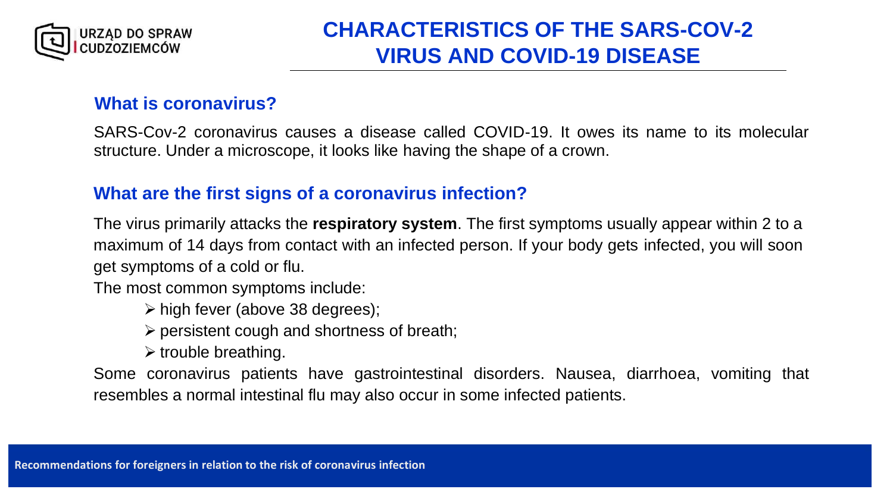# CHARACTERISTICS OF THE SARS-COV-2 VIRUS AND COVID-19 DISEASE

## What is coronavirus?

SARS-Cov-2 coronavirus causes a disease called COVID-19. It owes its name to its molecular structure. Under a microscope, it looks like having the shape of a crown.

## What are the first signs of a coronavirus infection?

The virus primarily attacks the **respiratory system**. The first symptoms usually appear within 2 to a maximum of 14 days from contact with an infected person. If your body gets infected, you will soon get symptoms of a cold or flu.

The most common symptoms include:

- high fever (above 38 degrees);
- persistent cough and shortness of breath;
- trouble breathing.

Some coronavirus patients have gastrointestinal disorders. Nausea, diarrhoea, vomiting that resembles a normal intestinal flu may also occur in some infected patients.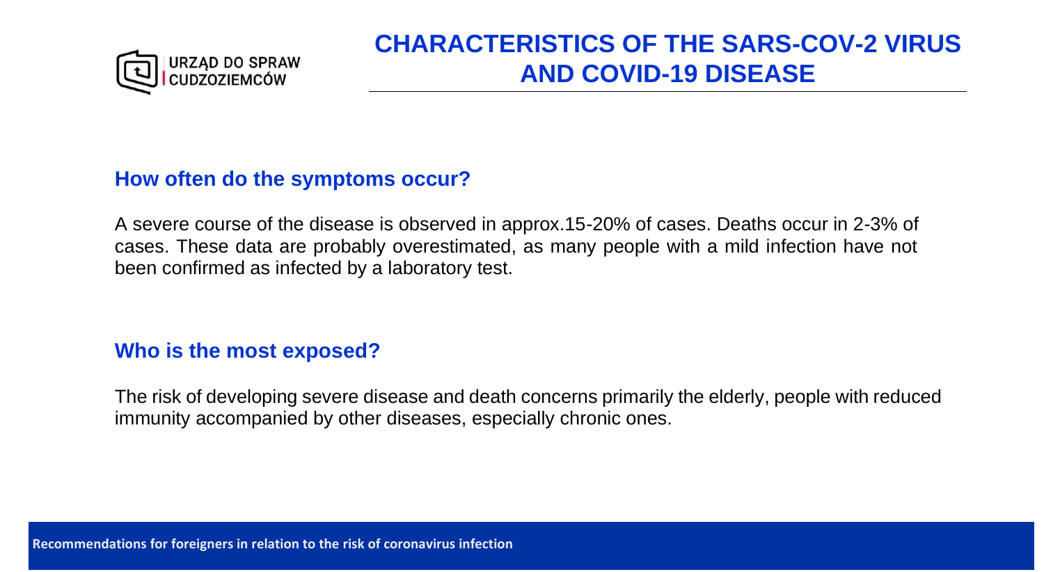# CHARACTERISTICS OF THE SARS-COV-2 VIRUS AND COVID-19 DISEASE

## How often do the symptoms occur?

A severe course of the disease is observed in approx.15-20% of cases. Deaths occur in 2-3% of cases. These data are probably overestimated, as many people with a mild infection have not been confirmed as infected by a laboratory test.

## Who is the most exposed?

The risk of developing severe disease and death concerns primarily the elderly, people with reduced immunity accompanied by other diseases, especially chronic ones.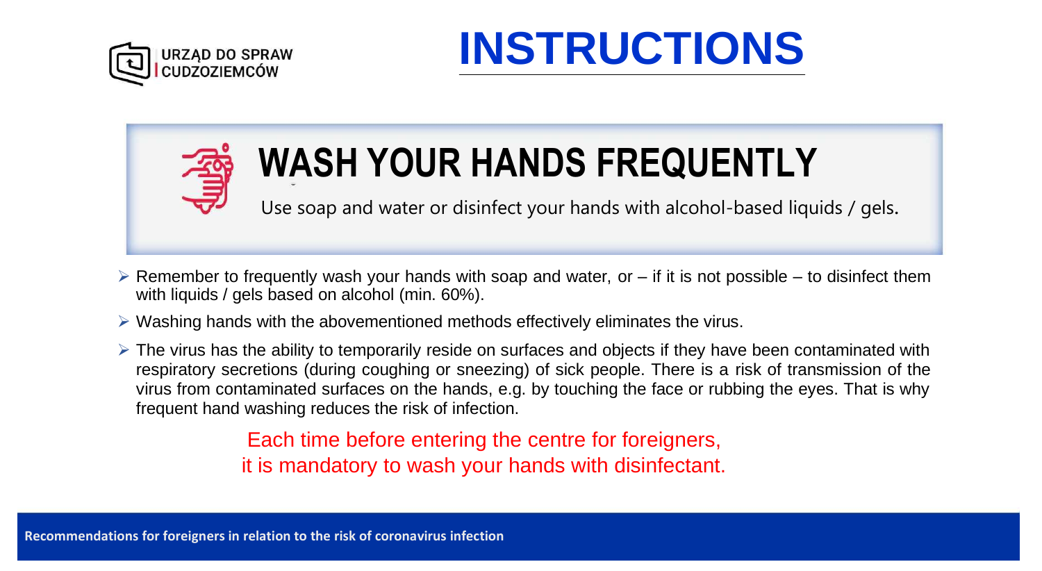URZĄD DO SPRAW CUDZOZIEMCÓW

# INSTRUCTIONS

## WASH YOUR HANDS FREQUENTLY

Use soap and water or disinfect your hands with alcohol-based liquids / gels.

- Remember to frequently wash your hands with soap and water, or – if it is not possible – to disinfect them with liquids / gels based on alcohol (min. 60%).
- Washing hands with the abovementioned methods effectively eliminates the virus.
- The virus has the ability to temporarily reside on surfaces and objects if they have been contaminated with respiratory secretions (during coughing or sneezing) of sick people. There is a risk of transmission of the virus from contaminated surfaces on the hands, e.g. by touching the face or rubbing the eyes. That is why frequent hand washing reduces the risk of infection.

Each time before entering the centre for foreigners,
it is mandatory to wash your hands with disinfectant.

**Recommendations for foreigners in relation to the risk of coronavirus infection**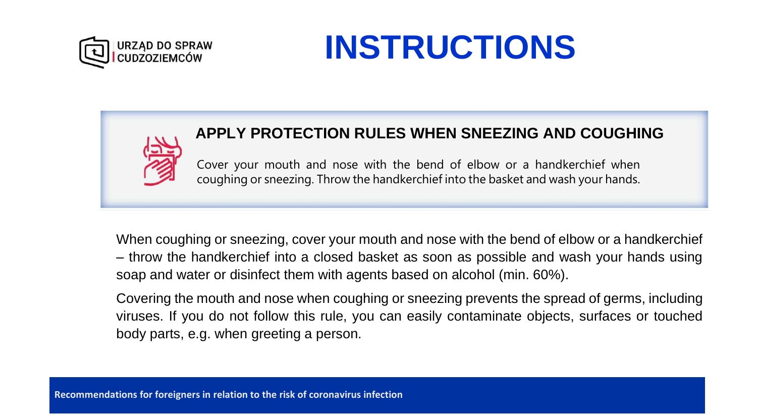URZĄD DO SPRAW CUDZOZIEMCÓW

# INSTRUCTIONS

## APPLY PROTECTION RULES WHEN SNEEZING AND COUGHING

Cover your mouth and nose with the bend of elbow or a handkerchief when coughing or sneezing. Throw the handkerchief into the basket and wash your hands.

When coughing or sneezing, cover your mouth and nose with the bend of elbow or a handkerchief – throw the handkerchief into a closed basket as soon as possible and wash your hands using soap and water or disinfect them with agents based on alcohol (min. 60%).

Covering the mouth and nose when coughing or sneezing prevents the spread of germs, including viruses. If you do not follow this rule, you can easily contaminate objects, surfaces or touched body parts, e.g. when greeting a person.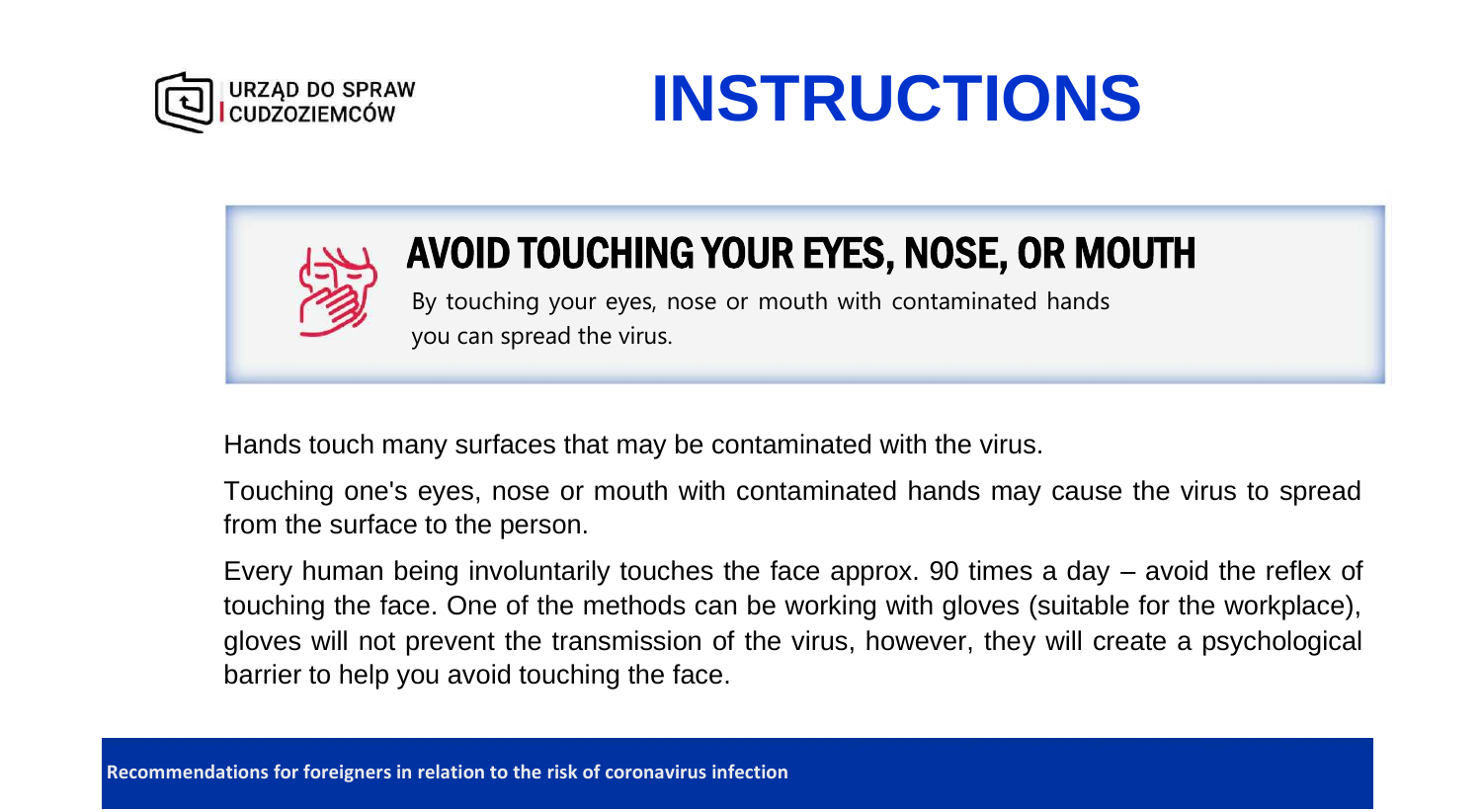URZĄD DO SPRAW CUDZOZIEMCÓW

# INSTRUCTIONS

## AVOID TOUCHING YOUR EYES, NOSE, OR MOUTH

By touching your eyes, nose or mouth with contaminated hands you can spread the virus.

Hands touch many surfaces that may be contaminated with the virus.

Touching one's eyes, nose or mouth with contaminated hands may cause the virus to spread from the surface to the person.

Every human being involuntarily touches the face approx. 90 times a day – avoid the reflex of touching the face. One of the methods can be working with gloves (suitable for the workplace), gloves will not prevent the transmission of the virus, however, they will create a psychological barrier to help you avoid touching the face.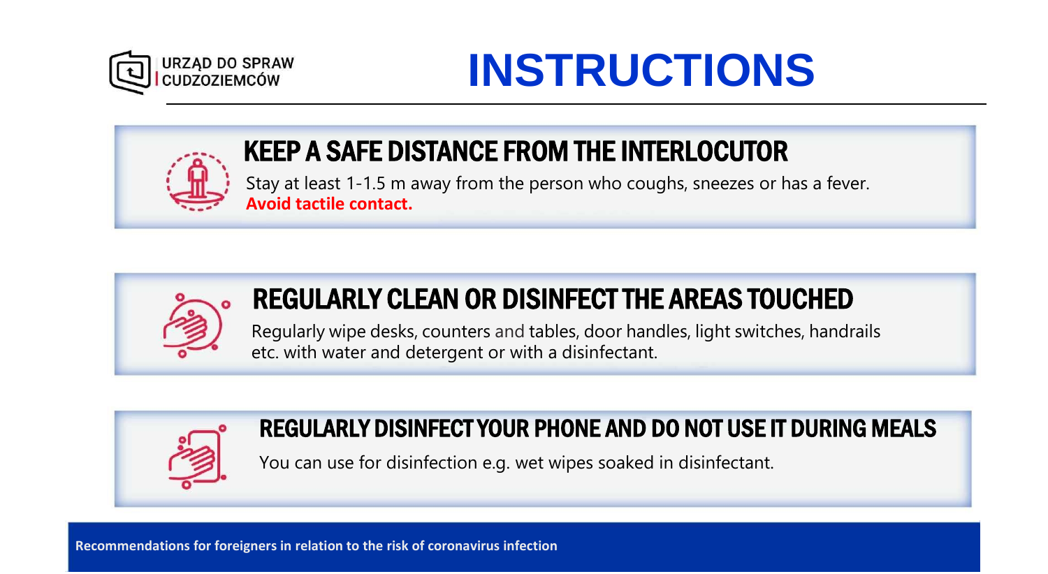URZĄD DO SPRAW CUDZOZIEMCÓW

# INSTRUCTIONS

## KEEP A SAFE DISTANCE FROM THE INTERLOCUTOR

Stay at least 1-1.5 m away from the person who coughs, sneezes or has a fever.
**Avoid tactile contact.**

## REGULARLY CLEAN OR DISINFECT THE AREAS TOUCHED

Regularly wipe desks, counters and tables, door handles, light switches, handrails etc. with water and detergent or with a disinfectant.

## REGULARLY DISINFECT YOUR PHONE AND DO NOT USE IT DURING MEALS

You can use for disinfection e.g. wet wipes soaked in disinfectant.

**Recommendations for foreigners in relation to the risk of coronavirus infection**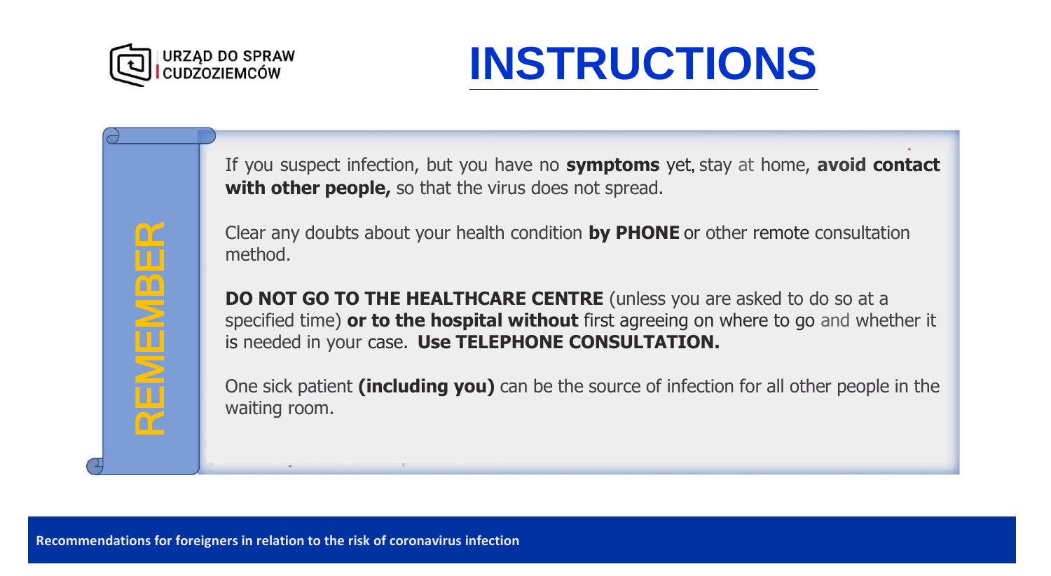URZĄD DO SPRAW CUDZOZIEMCÓW

# INSTRUCTIONS

## REMEMBER

If you suspect infection, but you have no **symptoms** yet, stay at home, **avoid contact with other people,** so that the virus does not spread.

Clear any doubts about your health condition **by PHONE** or other remote consultation method.

**DO NOT GO TO THE HEALTHCARE CENTRE** (unless you are asked to do so at a specified time) **or to the hospital without** first agreeing on where to go and whether it is needed in your case. **Use TELEPHONE CONSULTATION.**

One sick patient **(including you)** can be the source of infection for all other people in the waiting room.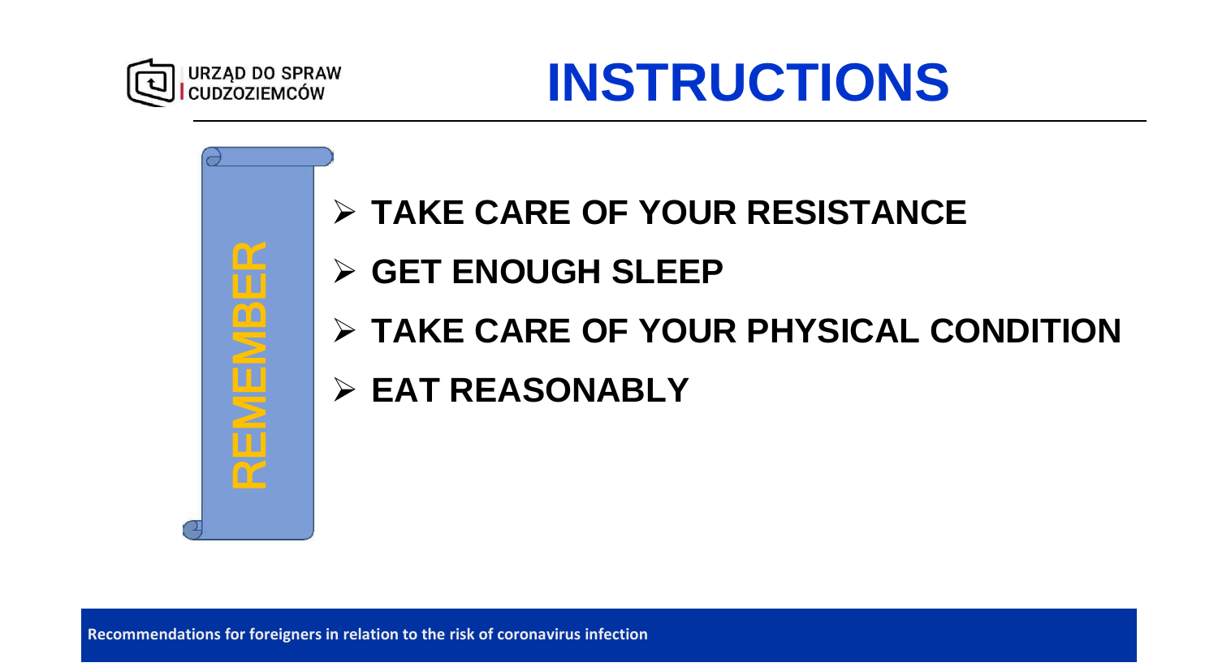# INSTRUCTIONS

**REMEMBER**

- **TAKE CARE OF YOUR RESISTANCE**
- **GET ENOUGH SLEEP**
- **TAKE CARE OF YOUR PHYSICAL CONDITION**
- **EAT REASONABLY**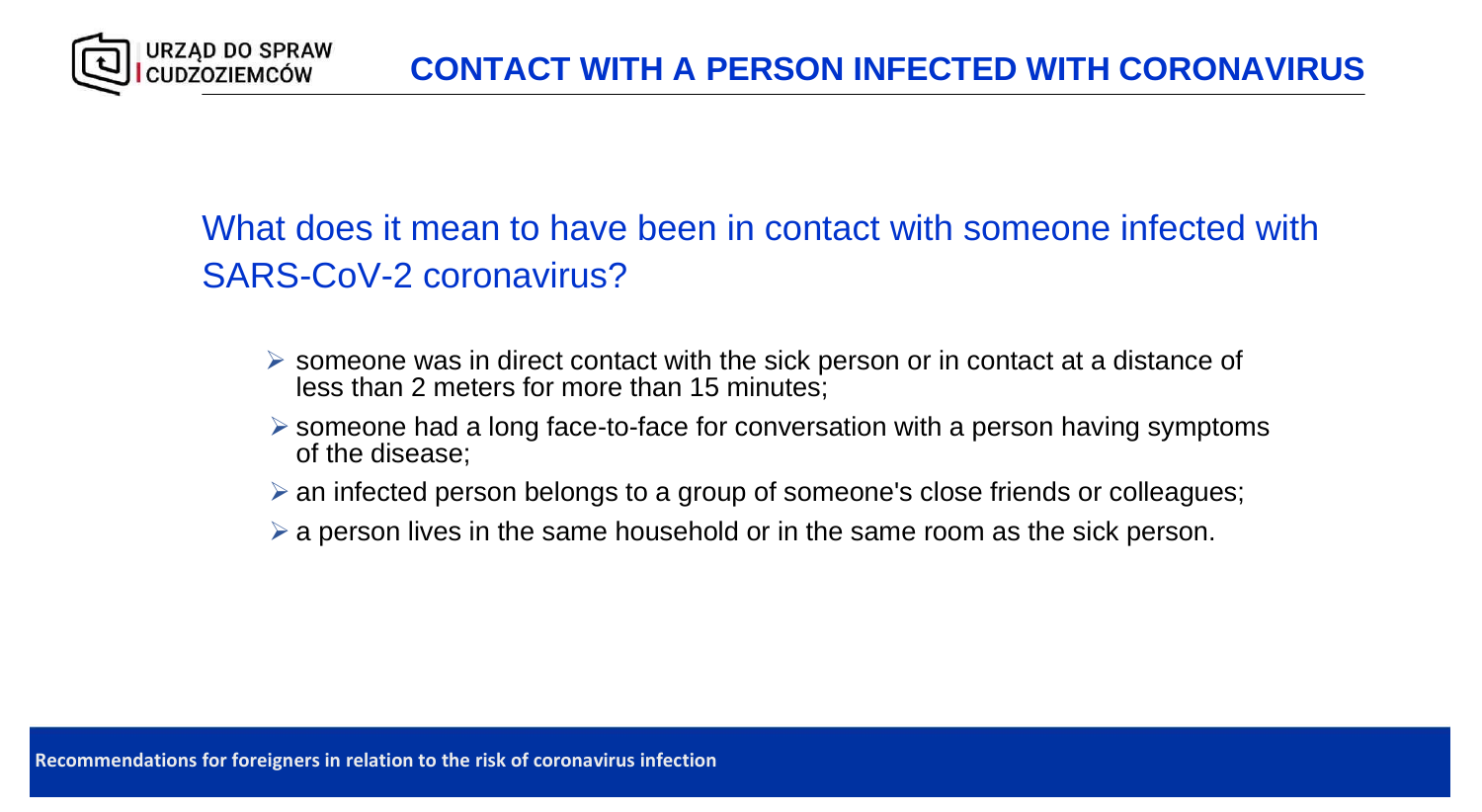# CONTACT WITH A PERSON INFECTED WITH CORONAVIRUS

## What does it mean to have been in contact with someone infected with SARS-CoV-2 coronavirus?

- someone was in direct contact with the sick person or in contact at a distance of less than 2 meters for more than 15 minutes;
- someone had a long face-to-face for conversation with a person having symptoms of the disease;
- an infected person belongs to a group of someone's close friends or colleagues;
- a person lives in the same household or in the same room as the sick person.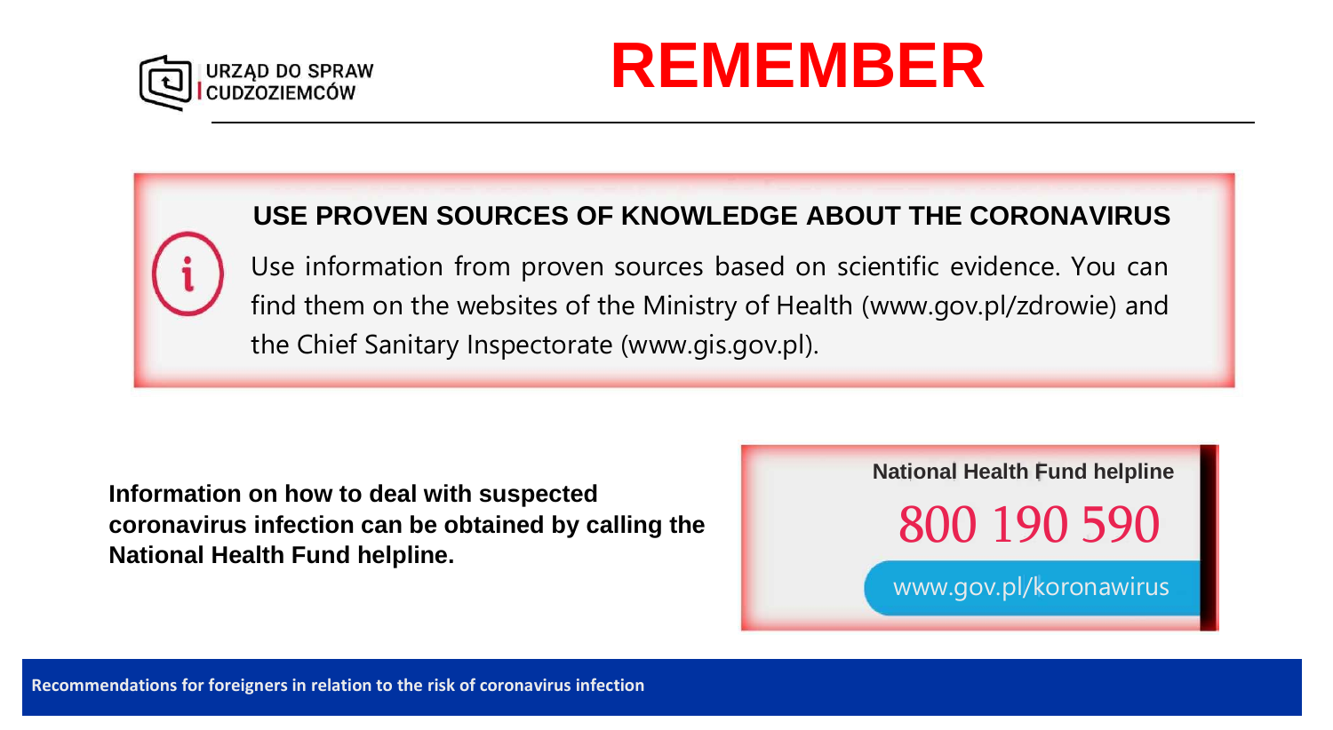URZĄD DO SPRAW CUDZOZIEMCÓW

# REMEMBER

## USE PROVEN SOURCES OF KNOWLEDGE ABOUT THE CORONAVIRUS

Use information from proven sources based on scientific evidence. You can find them on the websites of the Ministry of Health (www.gov.pl/zdrowie) and the Chief Sanitary Inspectorate (www.gis.gov.pl).

**Information on how to deal with suspected coronavirus infection can be obtained by calling the National Health Fund helpline.**

**National Health Fund helpline**

800 190 590

www.gov.pl/koronawirus

**Recommendations for foreigners in relation to the risk of coronavirus infection**